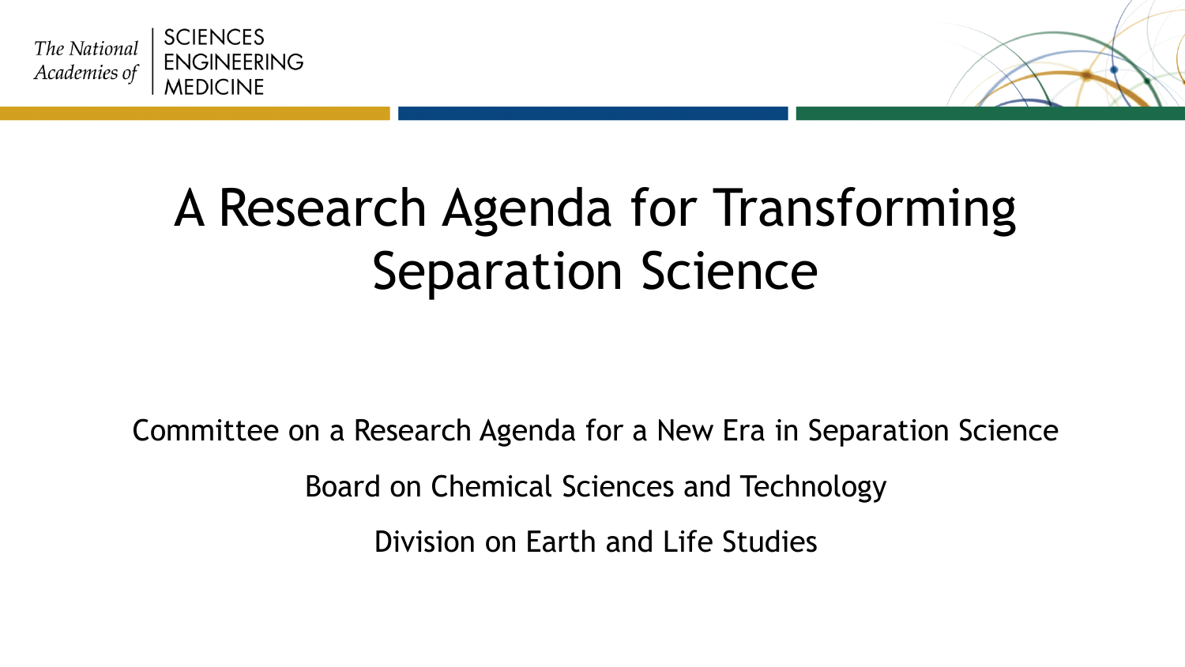The National Academies of SCIENCES ENGINEERING MEDICINE

# A Research Agenda for Transforming Separation Science

Committee on a Research Agenda for a New Era in Separation Science

Board on Chemical Sciences and Technology

Division on Earth and Life Studies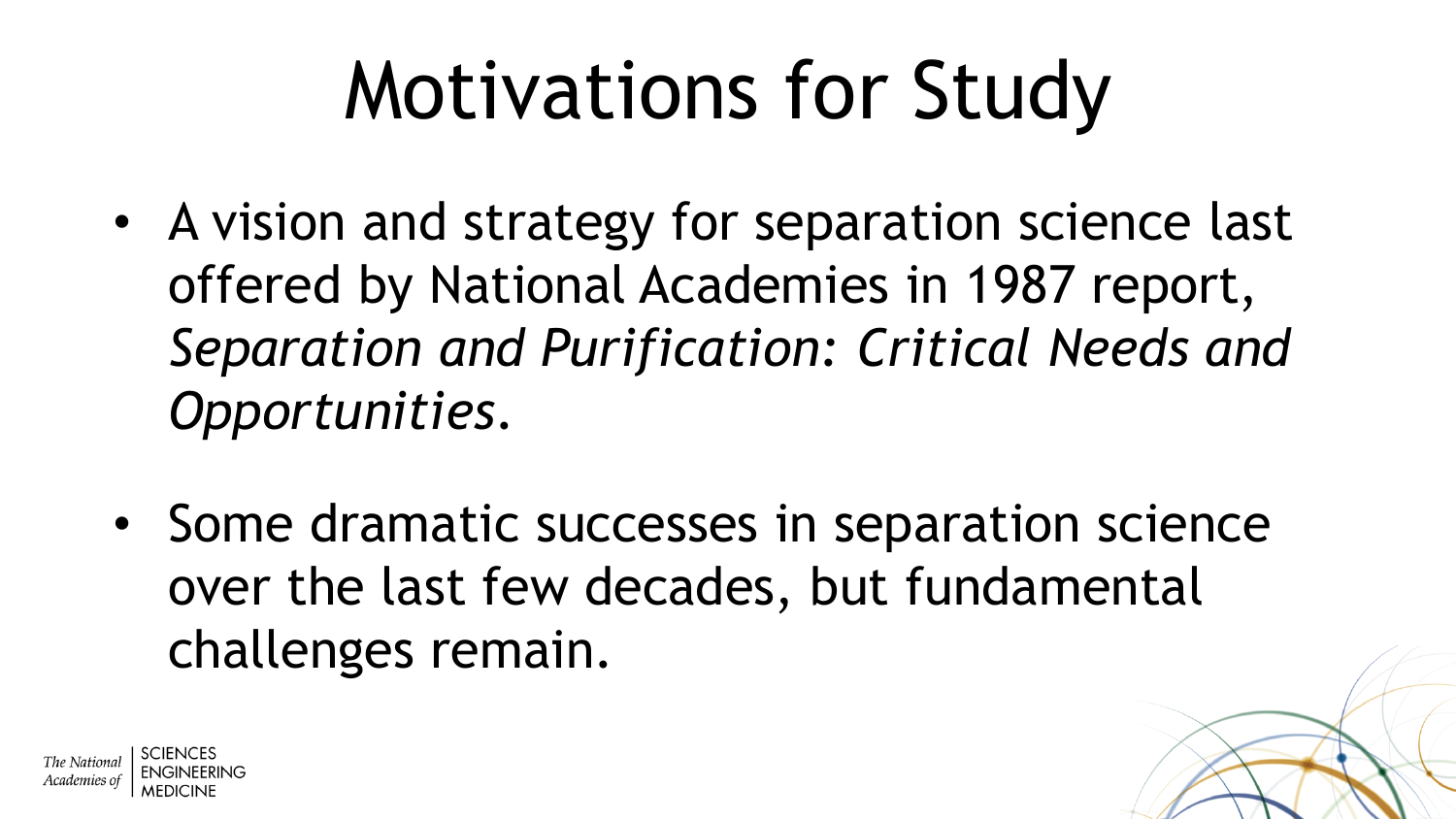# Motivations for Study

- A vision and strategy for separation science last offered by National Academies in 1987 report, *Separation and Purification: Critical Needs and Opportunities*.

- Some dramatic successes in separation science over the last few decades, but fundamental challenges remain.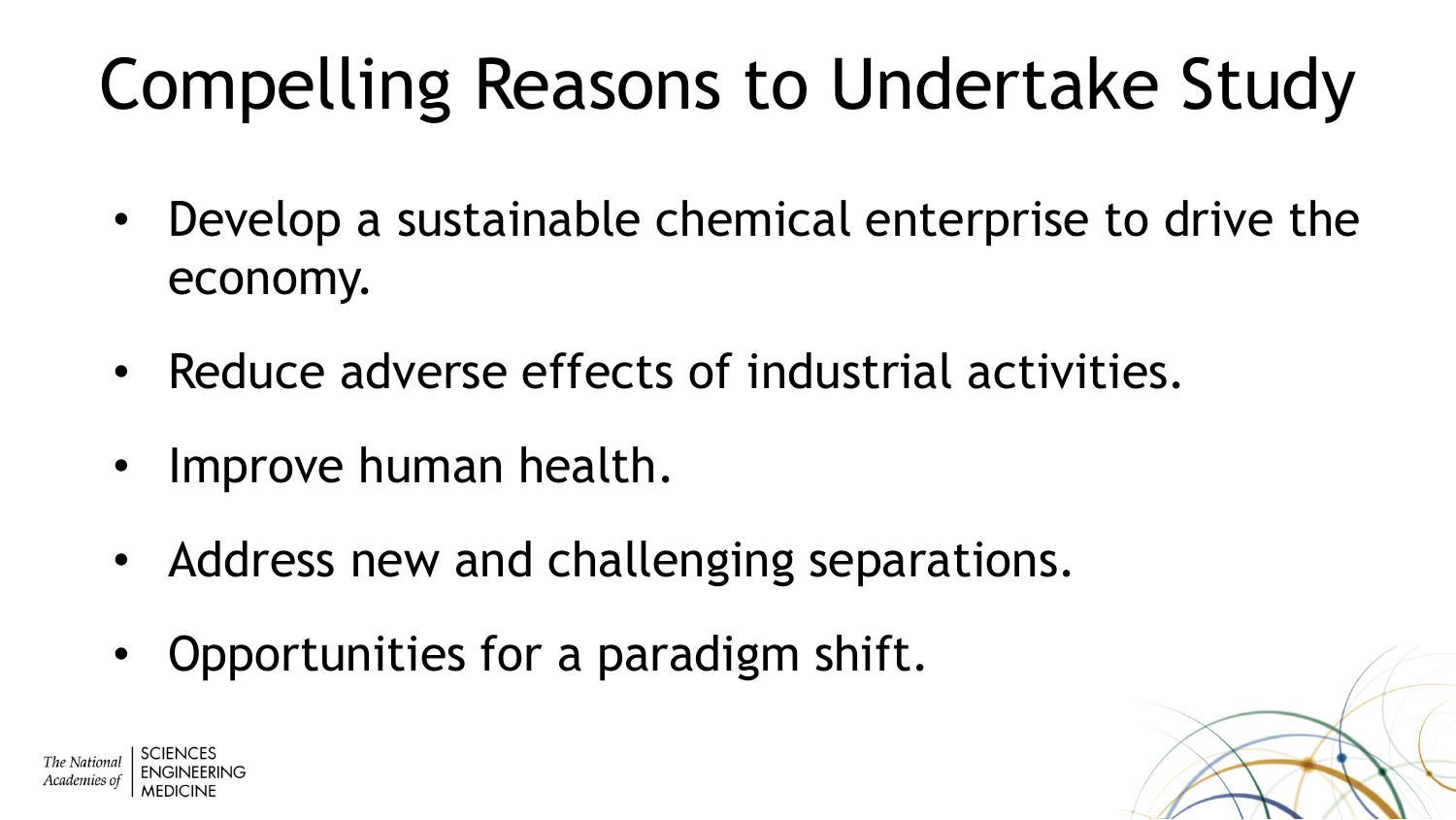# Compelling Reasons to Undertake Study

- Develop a sustainable chemical enterprise to drive the economy.
- Reduce adverse effects of industrial activities.
- Improve human health.
- Address new and challenging separations.
- Opportunities for a paradigm shift.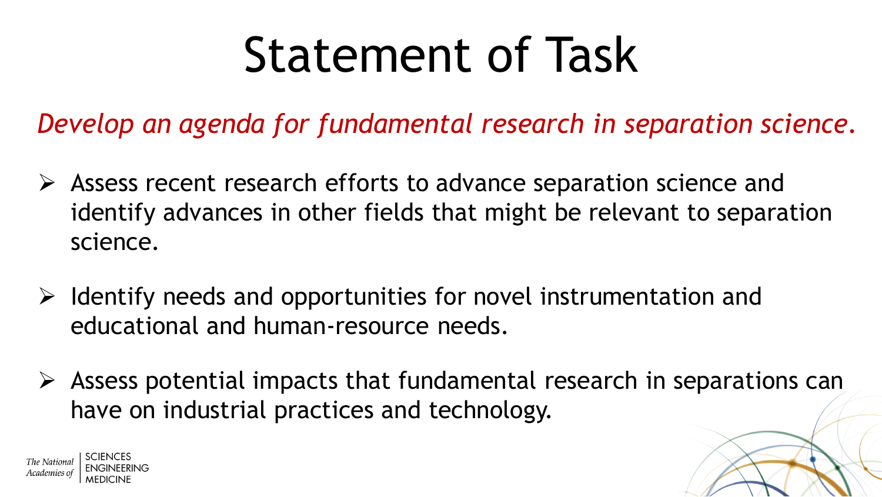# Statement of Task

*Develop an agenda for fundamental research in separation science.*

- Assess recent research efforts to advance separation science and identify advances in other fields that might be relevant to separation science.
- Identify needs and opportunities for novel instrumentation and educational and human-resource needs.
- Assess potential impacts that fundamental research in separations can have on industrial practices and technology.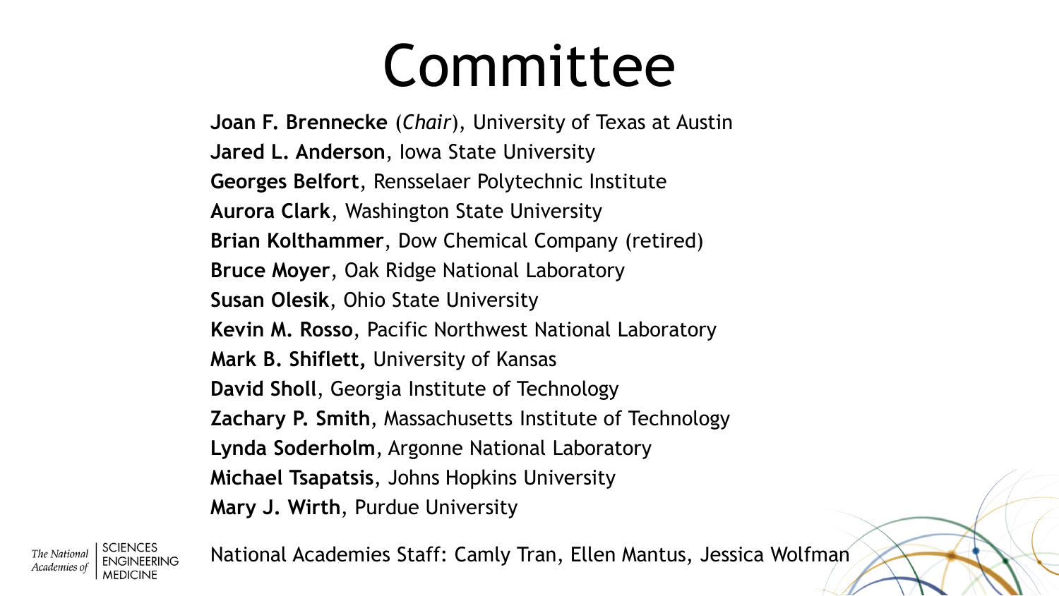# Committee

**Joan F. Brennecke** (*Chair*), University of Texas at Austin
**Jared L. Anderson**, Iowa State University
**Georges Belfort**, Rensselaer Polytechnic Institute
**Aurora Clark**, Washington State University
**Brian Kolthammer**, Dow Chemical Company (retired)
**Bruce Moyer**, Oak Ridge National Laboratory
**Susan Olesik**, Ohio State University
**Kevin M. Rosso**, Pacific Northwest National Laboratory
**Mark B. Shiflett,** University of Kansas
**David Sholl**, Georgia Institute of Technology
**Zachary P. Smith**, Massachusetts Institute of Technology
**Lynda Soderholm**, Argonne National Laboratory
**Michael Tsapatsis**, Johns Hopkins University
**Mary J. Wirth**, Purdue University

National Academies Staff: Camly Tran, Ellen Mantus, Jessica Wolfman

The National Academies of SCIENCES ENGINEERING MEDICINE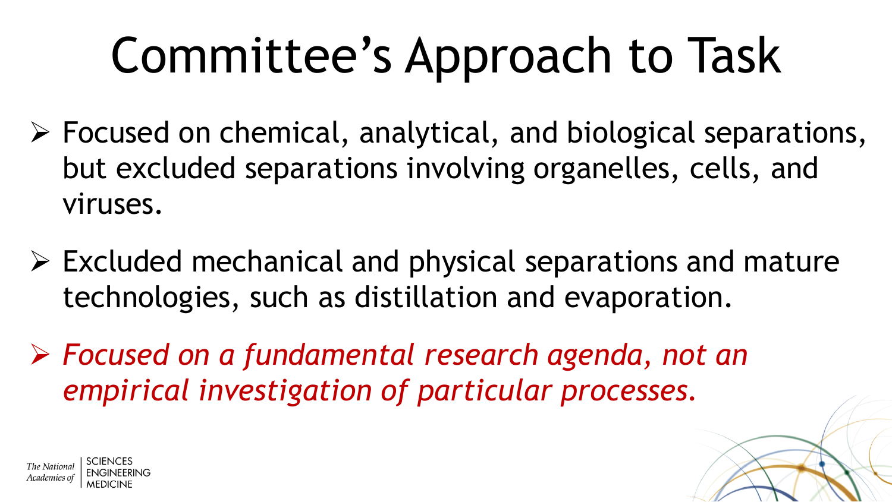# Committee's Approach to Task

- Focused on chemical, analytical, and biological separations, but excluded separations involving organelles, cells, and viruses.
- Excluded mechanical and physical separations and mature technologies, such as distillation and evaporation.
- *Focused on a fundamental research agenda, not an empirical investigation of particular processes.*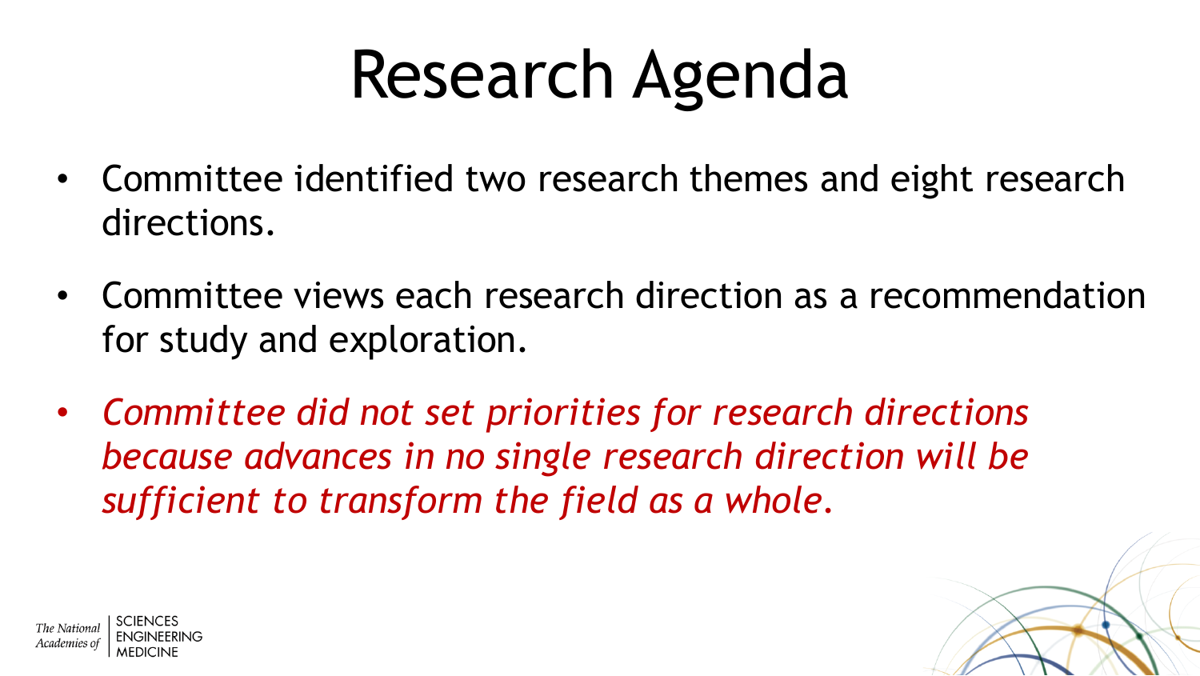# Research Agenda

- Committee identified two research themes and eight research directions.
- Committee views each research direction as a recommendation for study and exploration.
- *Committee did not set priorities for research directions because advances in no single research direction will be sufficient to transform the field as a whole.*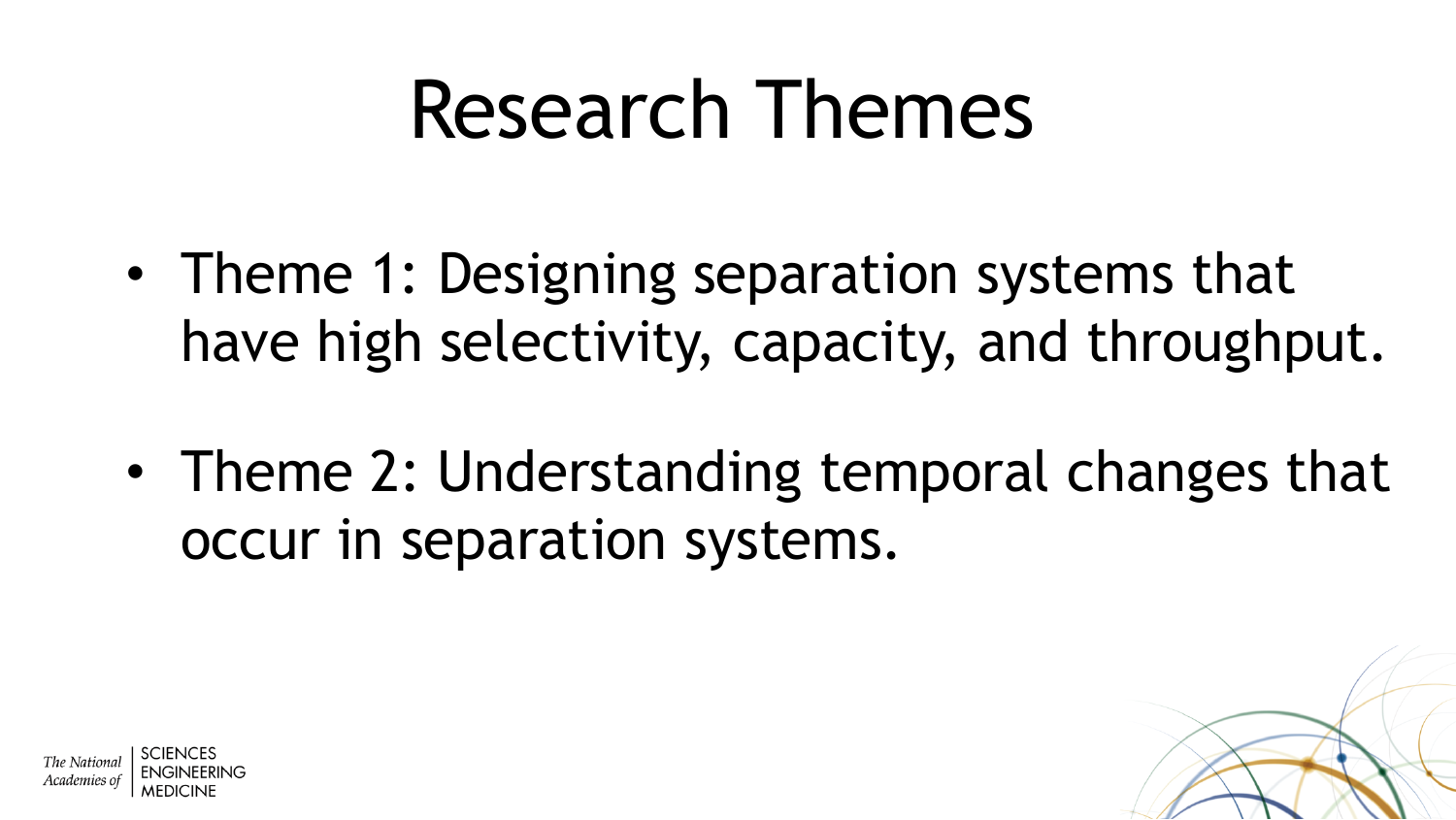# Research Themes

- Theme 1: Designing separation systems that have high selectivity, capacity, and throughput.
- Theme 2: Understanding temporal changes that occur in separation systems.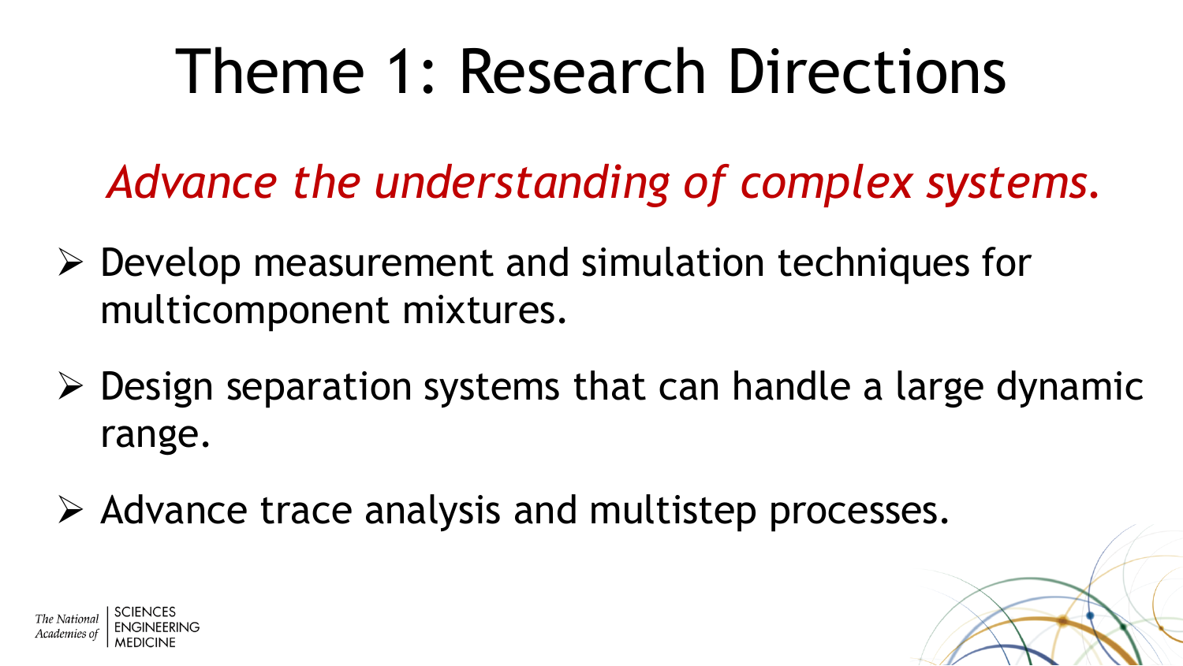# Theme 1: Research Directions

*Advance the understanding of complex systems.*

- Develop measurement and simulation techniques for multicomponent mixtures.
- Design separation systems that can handle a large dynamic range.
- Advance trace analysis and multistep processes.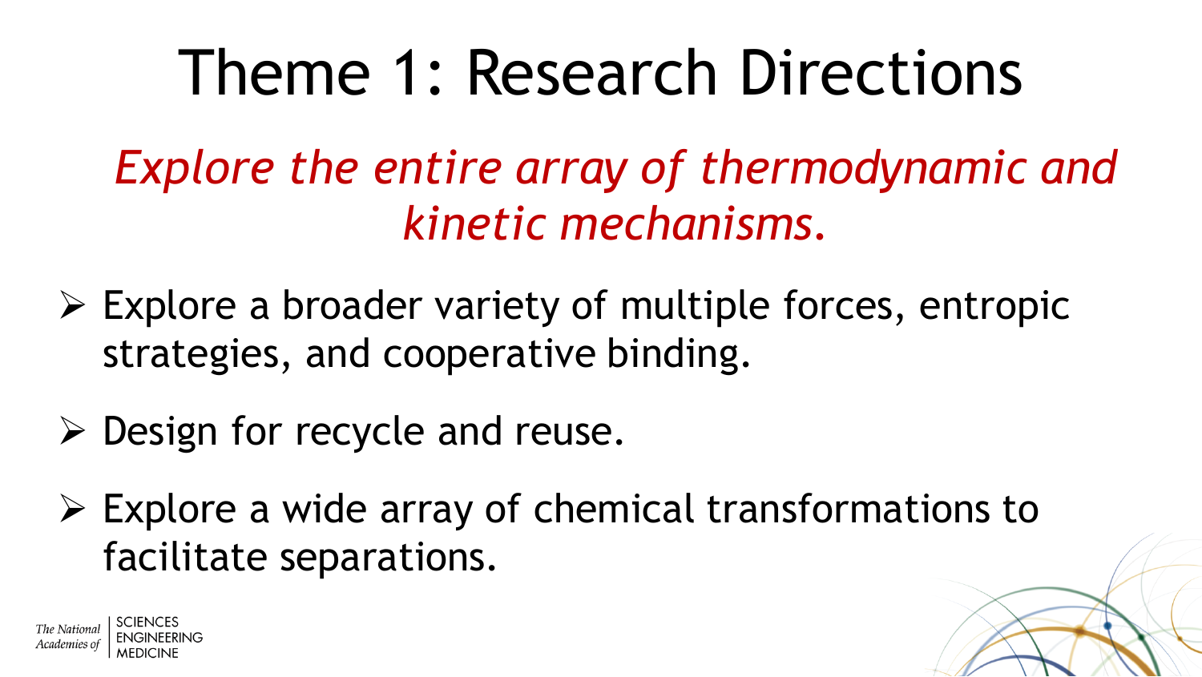# Theme 1: Research Directions

*Explore the entire array of thermodynamic and kinetic mechanisms.*

- Explore a broader variety of multiple forces, entropic strategies, and cooperative binding.
- Design for recycle and reuse.
- Explore a wide array of chemical transformations to facilitate separations.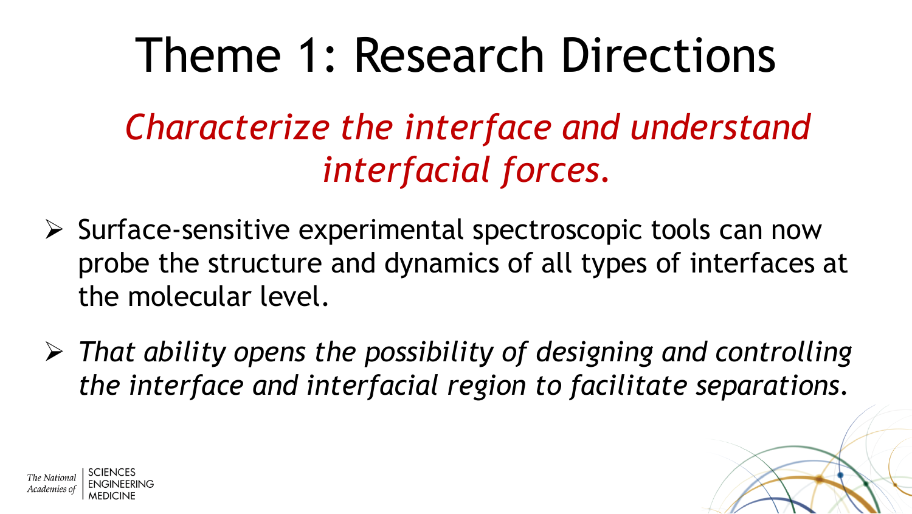# Theme 1: Research Directions

*Characterize the interface and understand interfacial forces.*

- Surface-sensitive experimental spectroscopic tools can now probe the structure and dynamics of all types of interfaces at the molecular level.
- *That ability opens the possibility of designing and controlling the interface and interfacial region to facilitate separations.*

The National Academies of SCIENCES ENGINEERING MEDICINE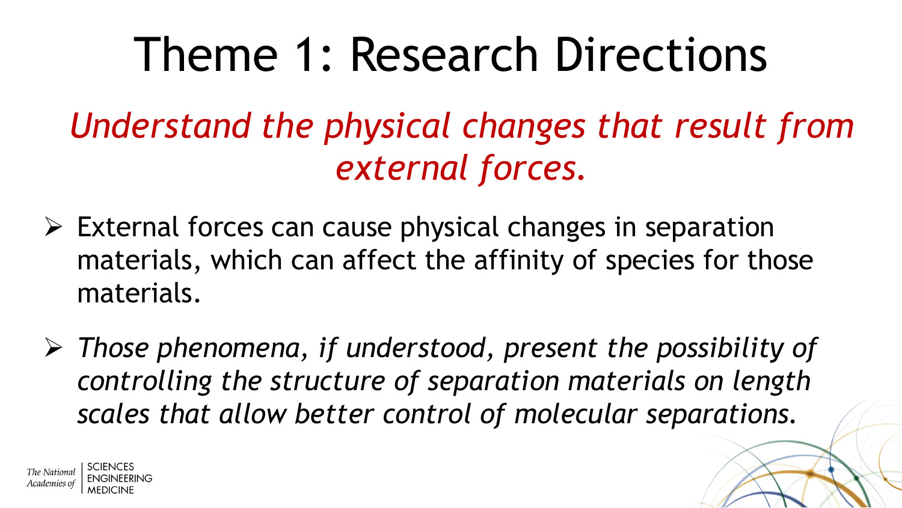# Theme 1: Research Directions

*Understand the physical changes that result from external forces.*

- External forces can cause physical changes in separation materials, which can affect the affinity of species for those materials.
- *Those phenomena, if understood, present the possibility of controlling the structure of separation materials on length scales that allow better control of molecular separations.*

The National Academies of SCIENCES ENGINEERING MEDICINE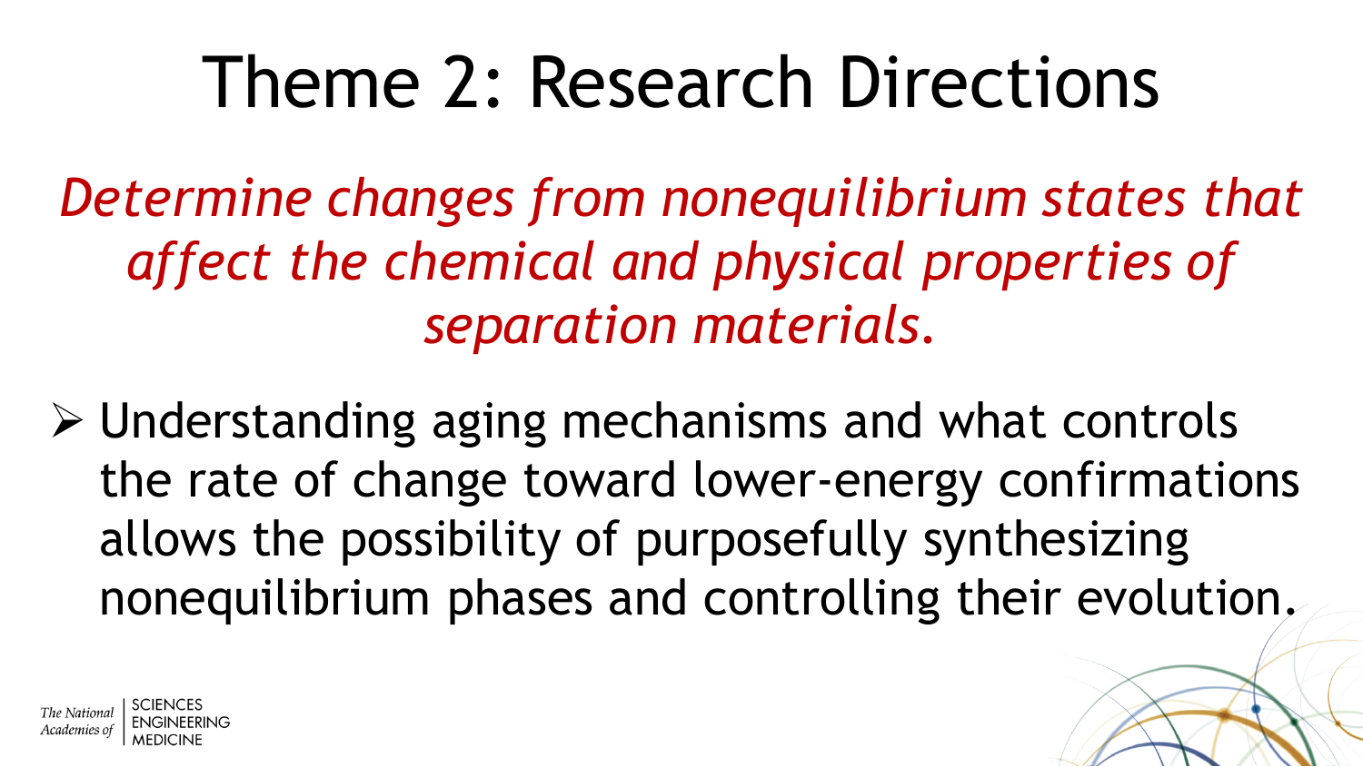# Theme 2: Research Directions

*Determine changes from nonequilibrium states that affect the chemical and physical properties of separation materials.*

- Understanding aging mechanisms and what controls the rate of change toward lower-energy confirmations allows the possibility of purposefully synthesizing nonequilibrium phases and controlling their evolution.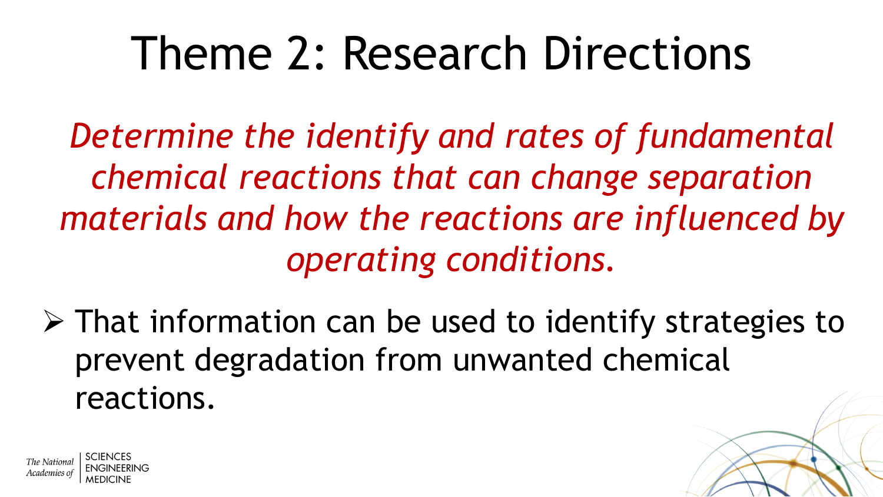# Theme 2: Research Directions

*Determine the identify and rates of fundamental chemical reactions that can change separation materials and how the reactions are influenced by operating conditions.*

- That information can be used to identify strategies to prevent degradation from unwanted chemical reactions.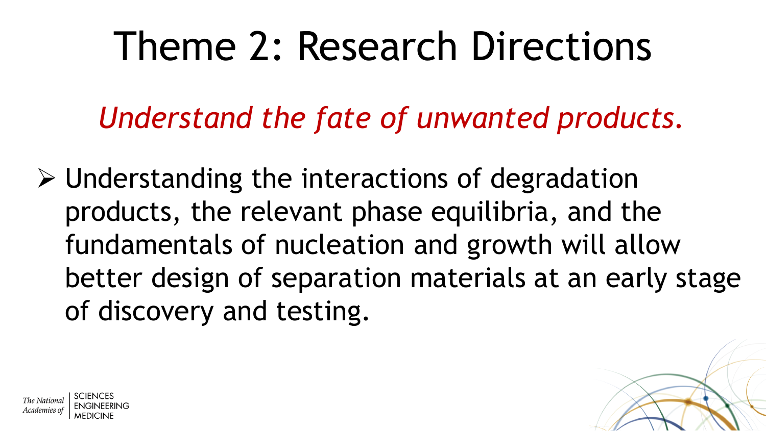# Theme 2: Research Directions

*Understand the fate of unwanted products.*

- Understanding the interactions of degradation products, the relevant phase equilibria, and the fundamentals of nucleation and growth will allow better design of separation materials at an early stage of discovery and testing.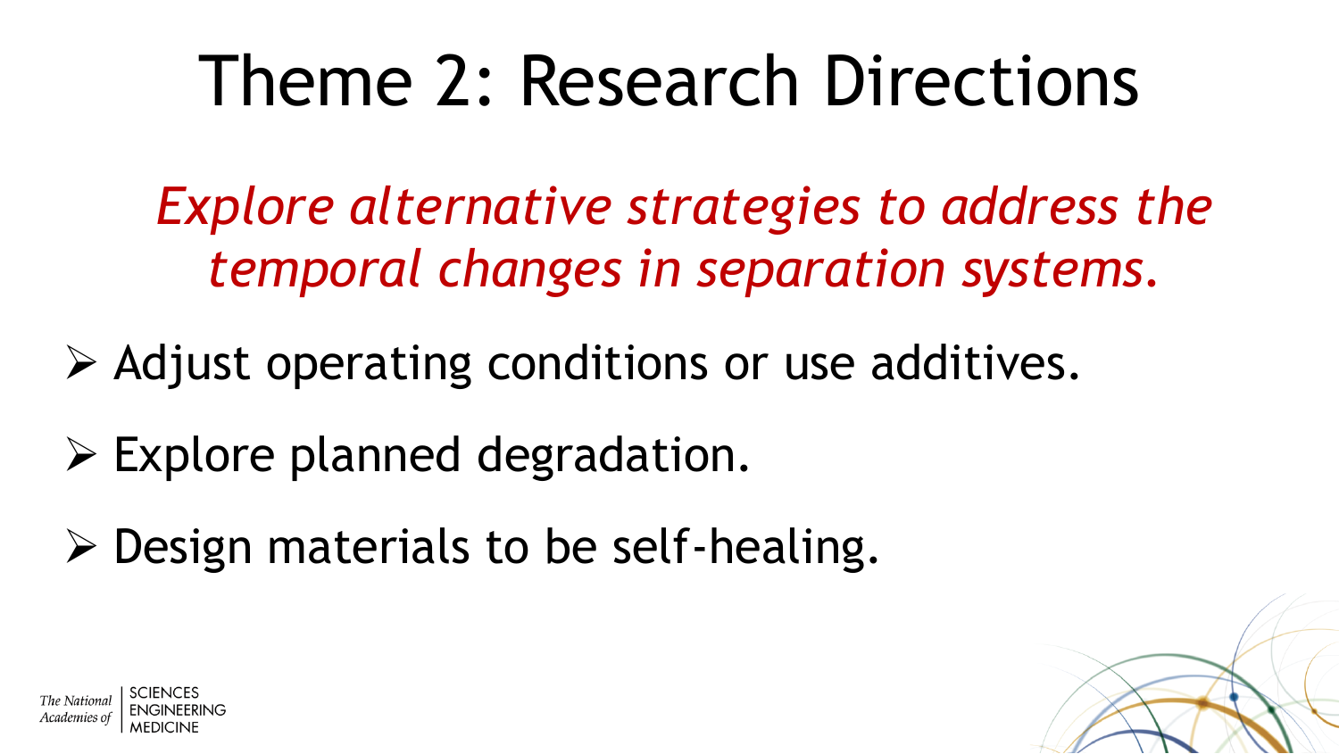# Theme 2: Research Directions

*Explore alternative strategies to address the temporal changes in separation systems.*

- Adjust operating conditions or use additives.
- Explore planned degradation.
- Design materials to be self-healing.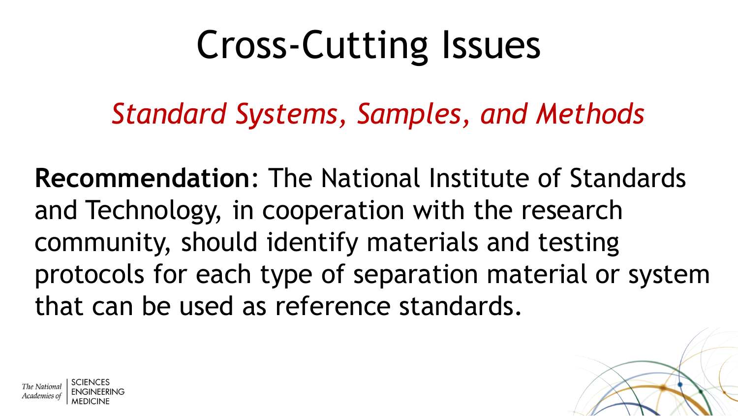# Cross-Cutting Issues

## *Standard Systems, Samples, and Methods*

**Recommendation**: The National Institute of Standards and Technology, in cooperation with the research community, should identify materials and testing protocols for each type of separation material or system that can be used as reference standards.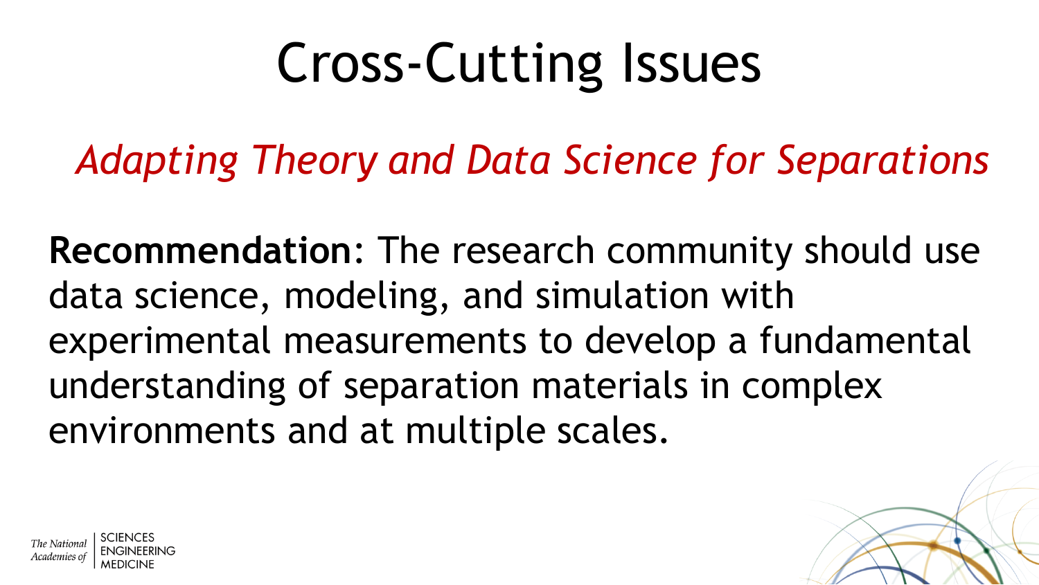# Cross-Cutting Issues

## *Adapting Theory and Data Science for Separations*

**Recommendation**: The research community should use data science, modeling, and simulation with experimental measurements to develop a fundamental understanding of separation materials in complex environments and at multiple scales.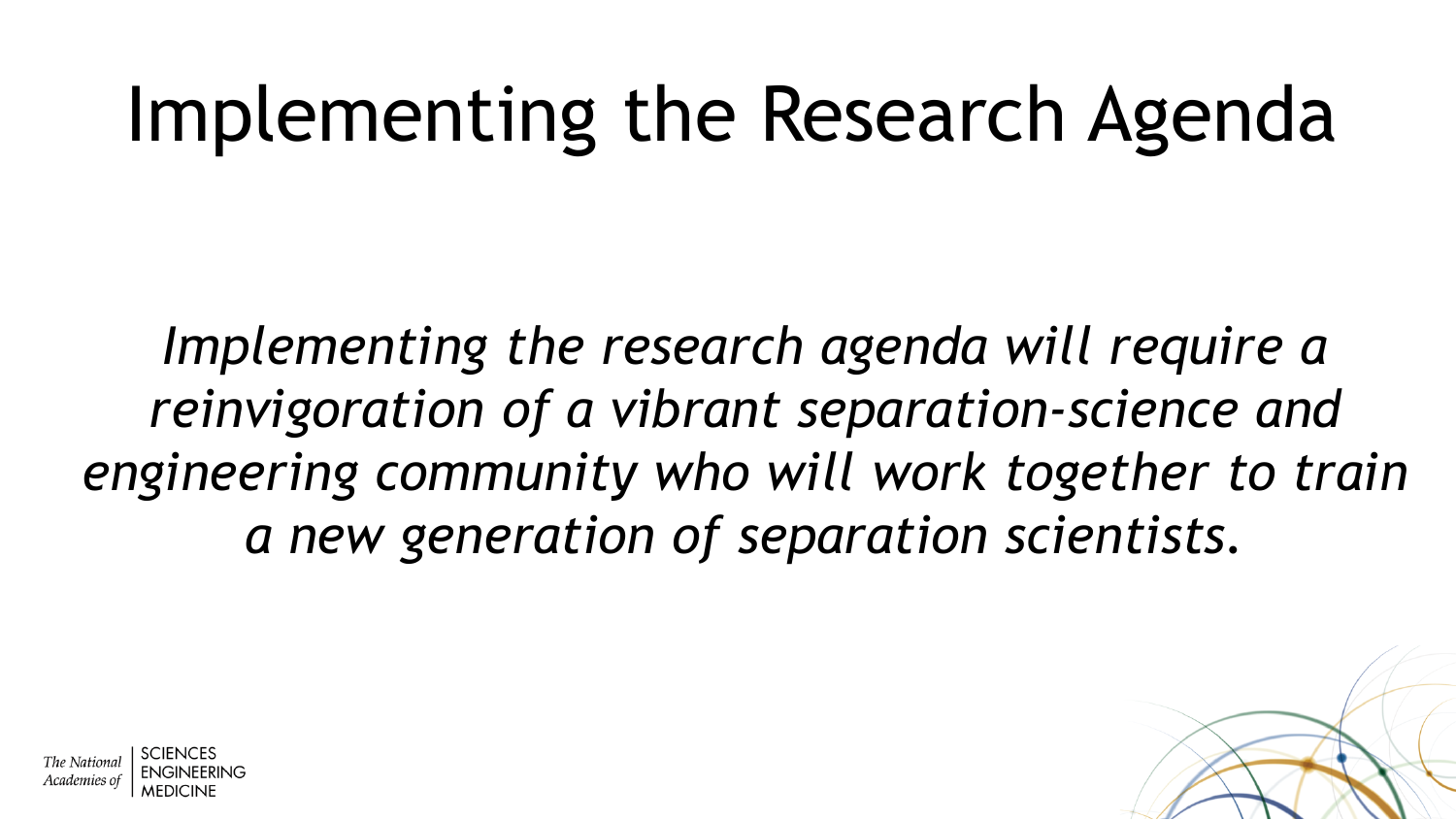# Implementing the Research Agenda

*Implementing the research agenda will require a reinvigoration of a vibrant separation-science and engineering community who will work together to train a new generation of separation scientists.*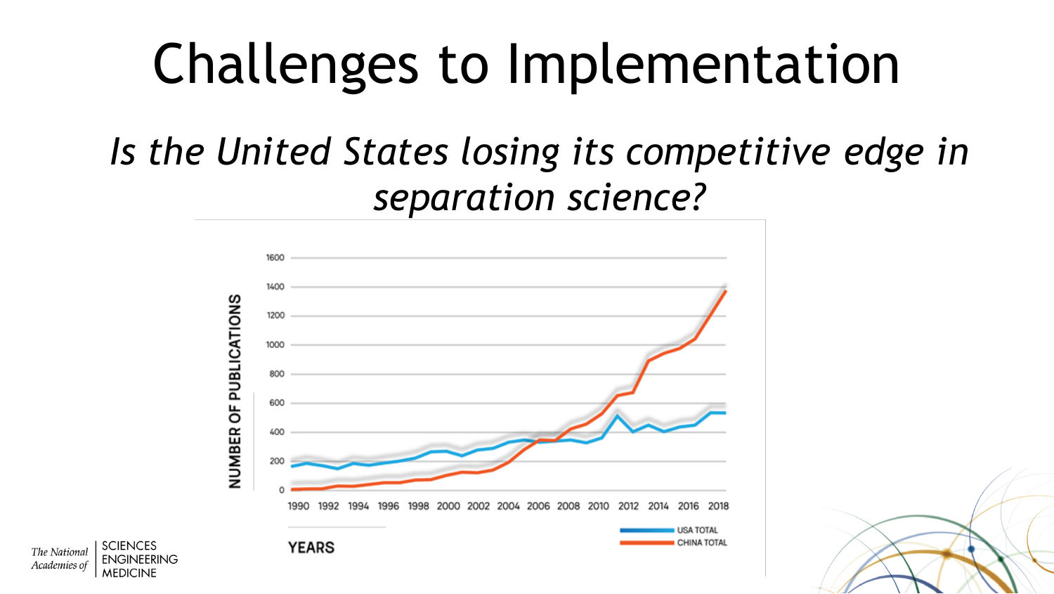# Challenges to Implementation

*Is the United States losing its competitive edge in separation science?*

NUMBER OF PUBLICATIONS

1600
1400
1200
1000
800
600
400
200
0

1990 1992 1994 1996 1998 2000 2002 2004 2006 2008 2010 2012 2014 2016 2018

YEARS

USA TOTAL
CHINA TOTAL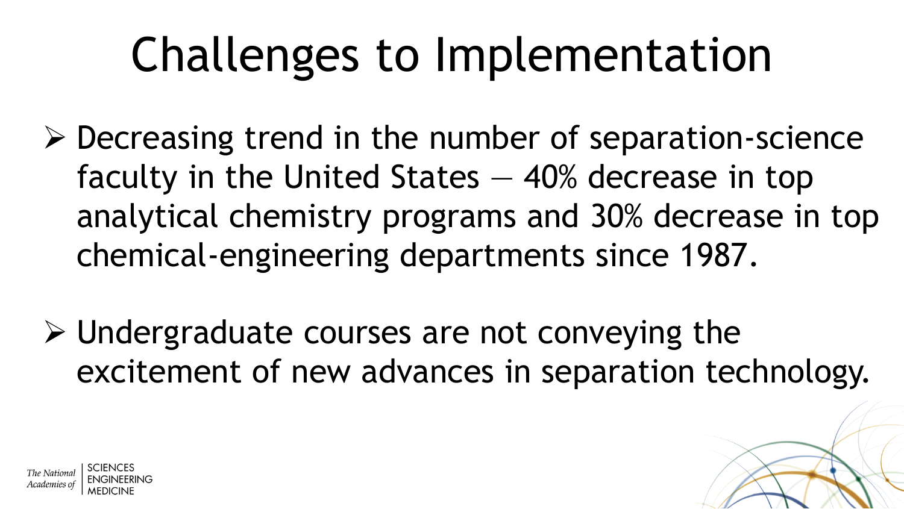# Challenges to Implementation

- Decreasing trend in the number of separation-science faculty in the United States — 40% decrease in top analytical chemistry programs and 30% decrease in top chemical-engineering departments since 1987.

- Undergraduate courses are not conveying the excitement of new advances in separation technology.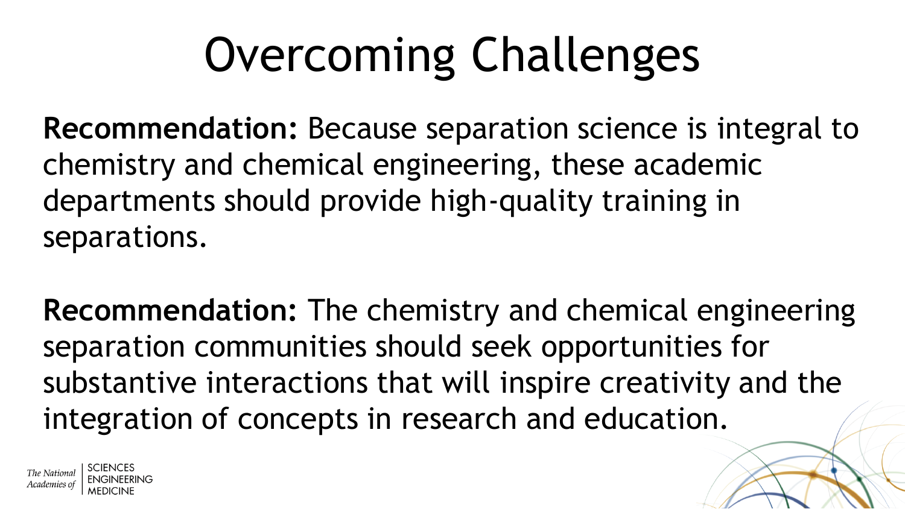# Overcoming Challenges

**Recommendation:** Because separation science is integral to chemistry and chemical engineering, these academic departments should provide high-quality training in separations.

**Recommendation:** The chemistry and chemical engineering separation communities should seek opportunities for substantive interactions that will inspire creativity and the integration of concepts in research and education.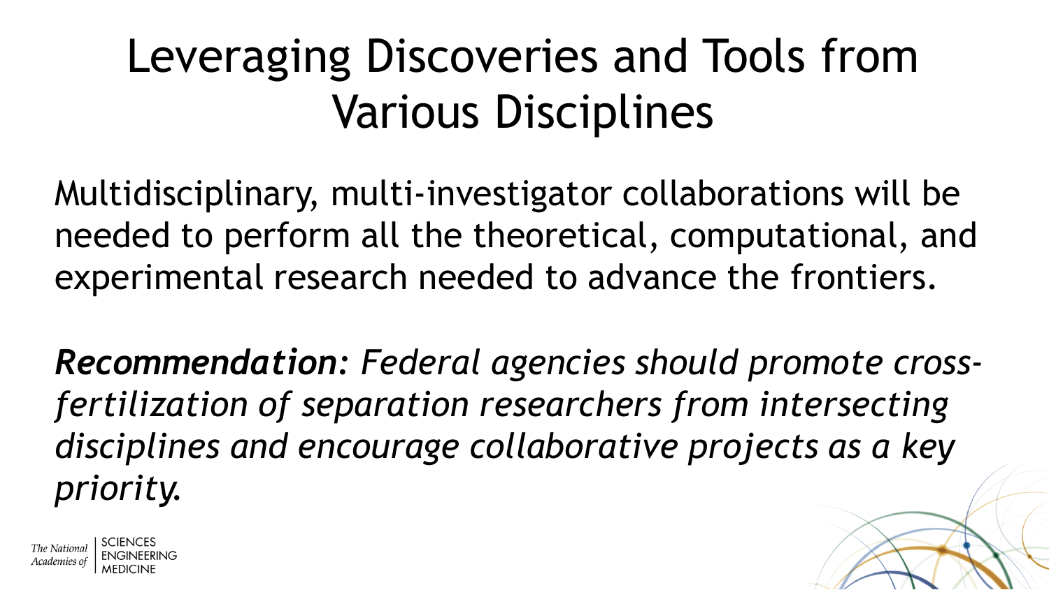# Leveraging Discoveries and Tools from Various Disciplines

Multidisciplinary, multi-investigator collaborations will be needed to perform all the theoretical, computational, and experimental research needed to advance the frontiers.

***Recommendation**: Federal agencies should promote cross-fertilization of separation researchers from intersecting disciplines and encourage collaborative projects as a key priority.*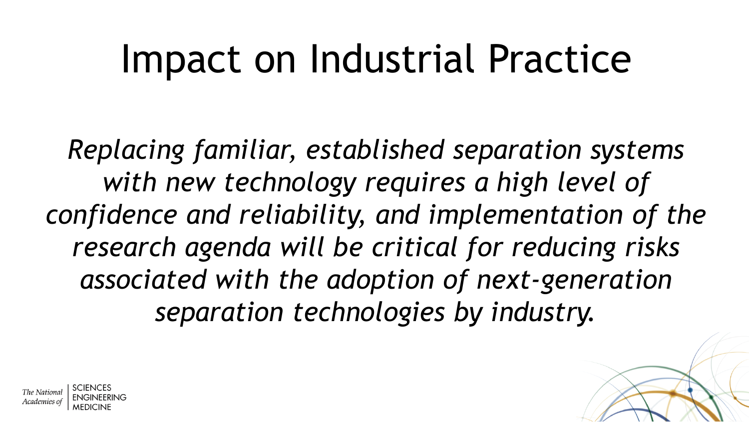# Impact on Industrial Practice

*Replacing familiar, established separation systems with new technology requires a high level of confidence and reliability, and implementation of the research agenda will be critical for reducing risks associated with the adoption of next-generation separation technologies by industry.*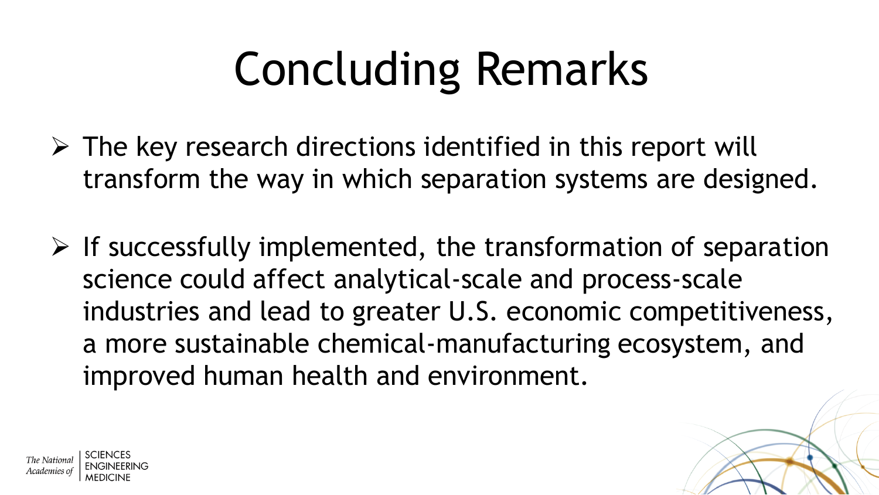# Concluding Remarks

- The key research directions identified in this report will transform the way in which separation systems are designed.
- If successfully implemented, the transformation of separation science could affect analytical-scale and process-scale industries and lead to greater U.S. economic competitiveness, a more sustainable chemical-manufacturing ecosystem, and improved human health and environment.